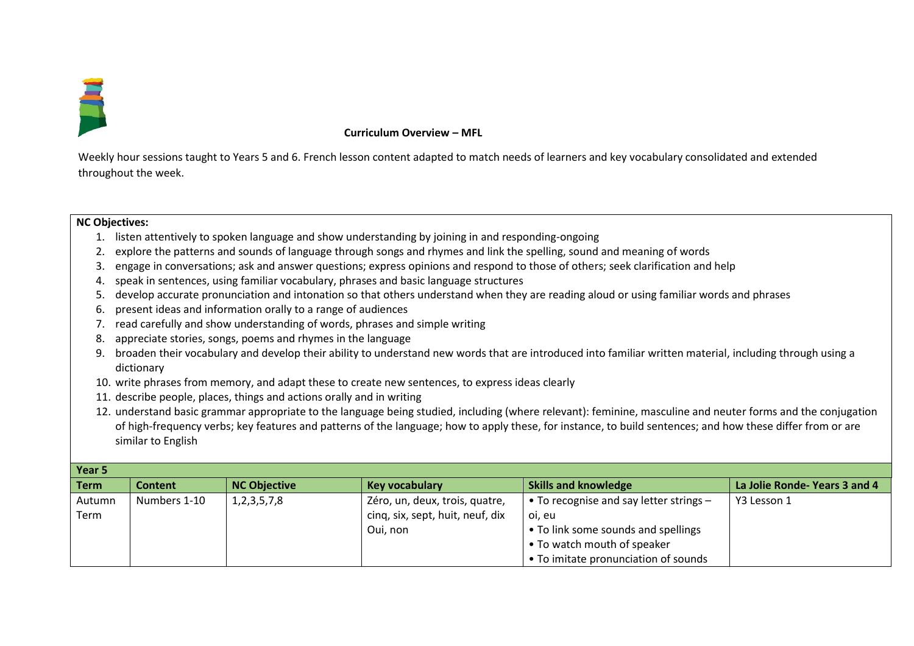## Curriculum Overview – MFL

Weekly hour sessions taught to Years 5 and 6. French lesson content adapted to match needs of learners and key vocabulary consolidated and extended throughout the week.

**NC Objectives:**

1. listen attentively to spoken language and show understanding by joining in and responding-ongoing
2. explore the patterns and sounds of language through songs and rhymes and link the spelling, sound and meaning of words
3. engage in conversations; ask and answer questions; express opinions and respond to those of others; seek clarification and help
4. speak in sentences, using familiar vocabulary, phrases and basic language structures
5. develop accurate pronunciation and intonation so that others understand when they are reading aloud or using familiar words and phrases
6. present ideas and information orally to a range of audiences
7. read carefully and show understanding of words, phrases and simple writing
8. appreciate stories, songs, poems and rhymes in the language
9. broaden their vocabulary and develop their ability to understand new words that are introduced into familiar written material, including through using a dictionary
10. write phrases from memory, and adapt these to create new sentences, to express ideas clearly
11. describe people, places, things and actions orally and in writing
12. understand basic grammar appropriate to the language being studied, including (where relevant): feminine, masculine and neuter forms and the conjugation of high-frequency verbs; key features and patterns of the language; how to apply these, for instance, to build sentences; and how these differ from or are similar to English

| **Year 5** | | | | | |
|---|---|---|---|---|---|
| **Term** | **Content** | **NC Objective** | **Key vocabulary** | **Skills and knowledge** | **La Jolie Ronde- Years 3 and 4** |
| Autumn Term | Numbers 1-10 | 1,2,3,5,7,8 | Zéro, un, deux, trois, quatre, cinq, six, sept, huit, neuf, dix<br>Oui, non | • To recognise and say letter strings – oi, eu<br>• To link some sounds and spellings<br>• To watch mouth of speaker<br>• To imitate pronunciation of sounds | Y3 Lesson 1 |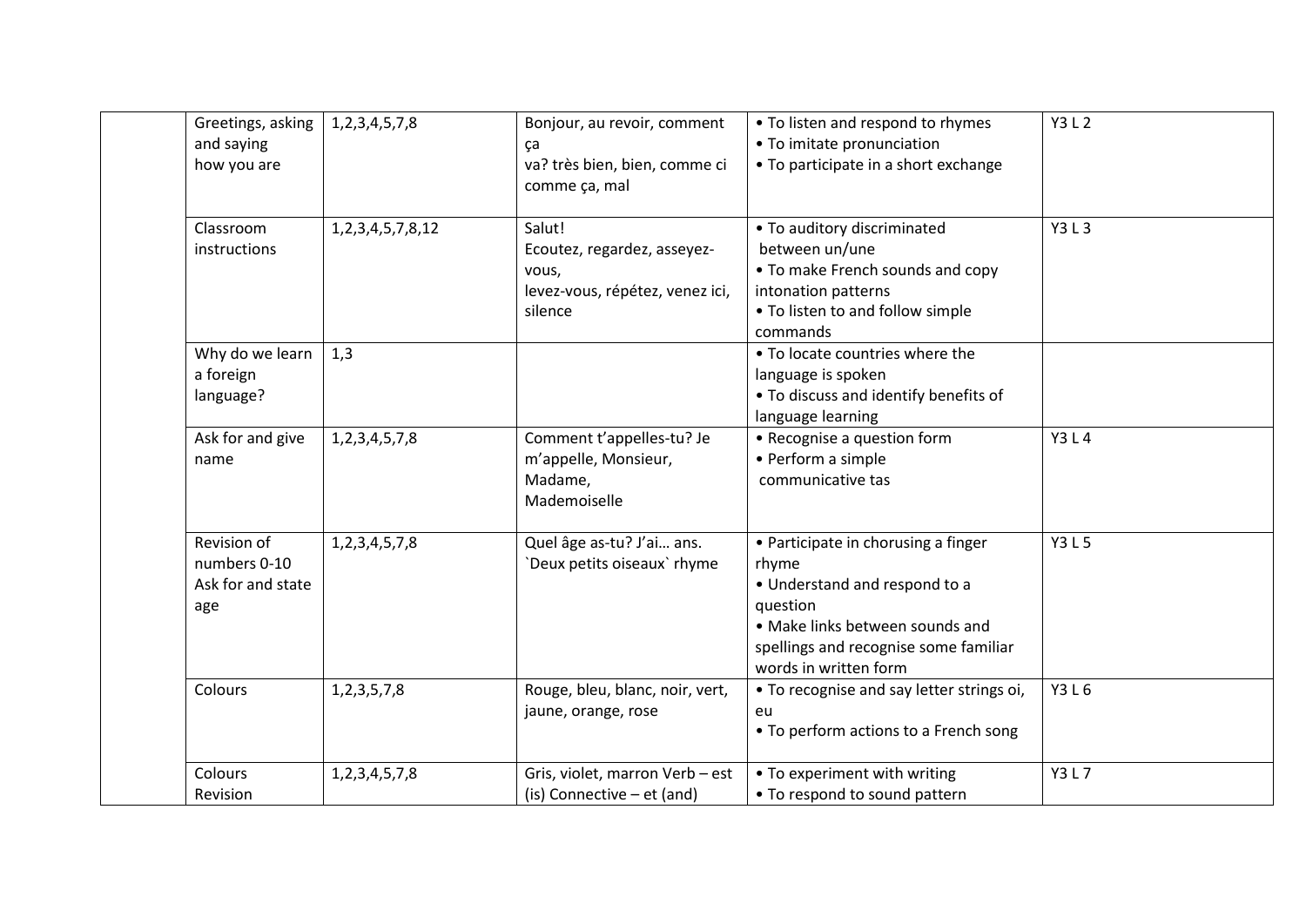| | | | | | |
|---|---|---|---|---|---|
| | Greetings, asking and saying how you are | 1,2,3,4,5,7,8 | Bonjour, au revoir, comment ça va? très bien, bien, comme ci comme ça, mal | • To listen and respond to rhymes<br>• To imitate pronunciation<br>• To participate in a short exchange | Y3 L 2 |
| | Classroom instructions | 1,2,3,4,5,7,8,12 | Salut!<br>Ecoutez, regardez, asseyez-vous,<br>levez-vous, répétez, venez ici, silence | • To auditory discriminated between un/une<br>• To make French sounds and copy intonation patterns<br>• To listen to and follow simple commands | Y3 L 3 |
| | Why do we learn a foreign language? | 1,3 | | • To locate countries where the language is spoken<br>• To discuss and identify benefits of language learning | |
| | Ask for and give name | 1,2,3,4,5,7,8 | Comment t'appelles-tu? Je m'appelle, Monsieur, Madame,<br>Mademoiselle | • Recognise a question form<br>• Perform a simple communicative tas | Y3 L 4 |
| | Revision of numbers 0-10<br>Ask for and state age | 1,2,3,4,5,7,8 | Quel âge as-tu? J'ai… ans.<br>`Deux petits oiseaux` rhyme | • Participate in chorusing a finger rhyme<br>• Understand and respond to a question<br>• Make links between sounds and spellings and recognise some familiar words in written form | Y3 L 5 |
| | Colours | 1,2,3,5,7,8 | Rouge, bleu, blanc, noir, vert, jaune, orange, rose | • To recognise and say letter strings oi, eu<br>• To perform actions to a French song | Y3 L 6 |
| | Colours<br>Revision | 1,2,3,4,5,7,8 | Gris, violet, marron Verb – est (is) Connective – et (and) | • To experiment with writing<br>• To respond to sound pattern | Y3 L 7 |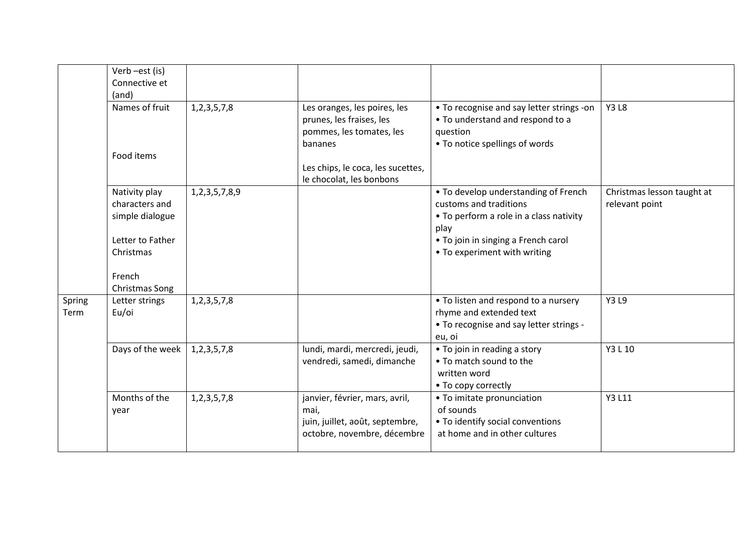| | | | | | |
|---|---|---|---|---|---|
| | Verb –est (is)<br>Connective et (and) | | | | |
| | Names of fruit<br><br>Food items | 1,2,3,5,7,8 | Les oranges, les poires, les prunes, les fraises, les pommes, les tomates, les bananes<br><br>Les chips, le coca, les sucettes, le chocolat, les bonbons | • To recognise and say letter strings -on<br>• To understand and respond to a question<br>• To notice spellings of words | Y3 L8 |
| | Nativity play characters and simple dialogue<br><br>Letter to Father Christmas<br><br>French Christmas Song | 1,2,3,5,7,8,9 | | • To develop understanding of French customs and traditions<br>• To perform a role in a class nativity play<br>• To join in singing a French carol<br>• To experiment with writing | Christmas lesson taught at relevant point |
| Spring Term | Letter strings Eu/oi | 1,2,3,5,7,8 | | • To listen and respond to a nursery rhyme and extended text<br>• To recognise and say letter strings - eu, oi | Y3 L9 |
| | Days of the week | 1,2,3,5,7,8 | lundi, mardi, mercredi, jeudi, vendredi, samedi, dimanche | • To join in reading a story<br>• To match sound to the written word<br>• To copy correctly | Y3 L 10 |
| | Months of the year | 1,2,3,5,7,8 | janvier, février, mars, avril, mai,<br>juin, juillet, août, septembre, octobre, novembre, décembre | • To imitate pronunciation of sounds<br>• To identify social conventions at home and in other cultures | Y3 L11 |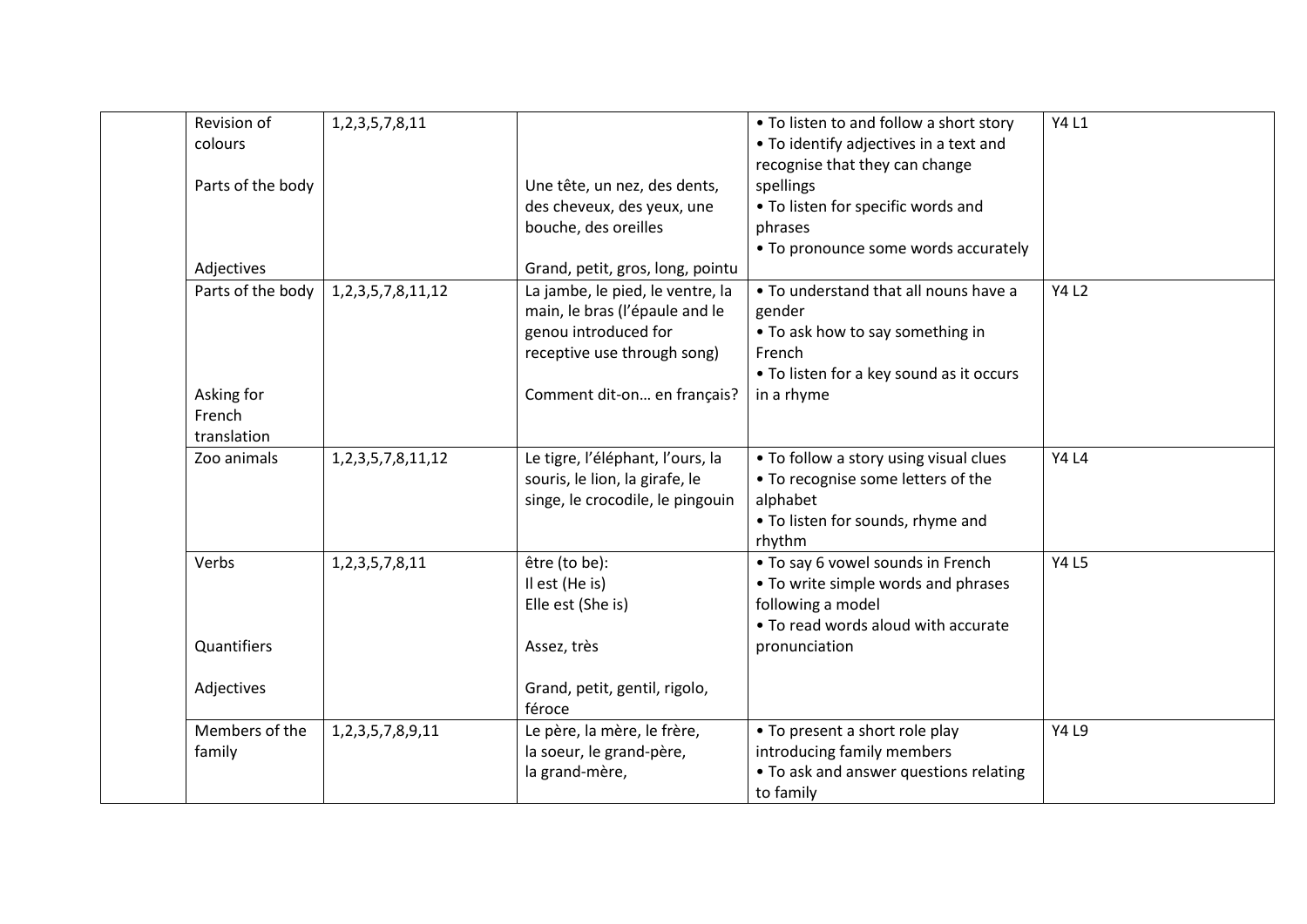| | | | | | |
|---|---|---|---|---|---|
| | Revision of colours<br><br>Parts of the body<br><br>Adjectives | 1,2,3,5,7,8,11 | Une tête, un nez, des dents, des cheveux, des yeux, une bouche, des oreilles<br><br>Grand, petit, gros, long, pointu | • To listen to and follow a short story<br>• To identify adjectives in a text and recognise that they can change spellings<br>• To listen for specific words and phrases<br>• To pronounce some words accurately | Y4 L1 |
| | Parts of the body<br><br>Asking for French translation | 1,2,3,5,7,8,11,12 | La jambe, le pied, le ventre, la main, le bras (l'épaule and le genou introduced for receptive use through song)<br><br>Comment dit-on… en français? | • To understand that all nouns have a gender<br>• To ask how to say something in French<br>• To listen for a key sound as it occurs in a rhyme | Y4 L2 |
| | Zoo animals | 1,2,3,5,7,8,11,12 | Le tigre, l'éléphant, l'ours, la souris, le lion, la girafe, le singe, le crocodile, le pingouin | • To follow a story using visual clues<br>• To recognise some letters of the alphabet<br>• To listen for sounds, rhyme and rhythm | Y4 L4 |
| | Verbs<br><br>Quantifiers<br><br>Adjectives | 1,2,3,5,7,8,11 | être (to be):<br>Il est (He is)<br>Elle est (She is)<br><br>Assez, très<br><br>Grand, petit, gentil, rigolo, féroce | • To say 6 vowel sounds in French<br>• To write simple words and phrases following a model<br>• To read words aloud with accurate pronunciation | Y4 L5 |
| | Members of the family | 1,2,3,5,7,8,9,11 | Le père, la mère, le frère, la soeur, le grand-père, la grand-mère, | • To present a short role play introducing family members<br>• To ask and answer questions relating to family | Y4 L9 |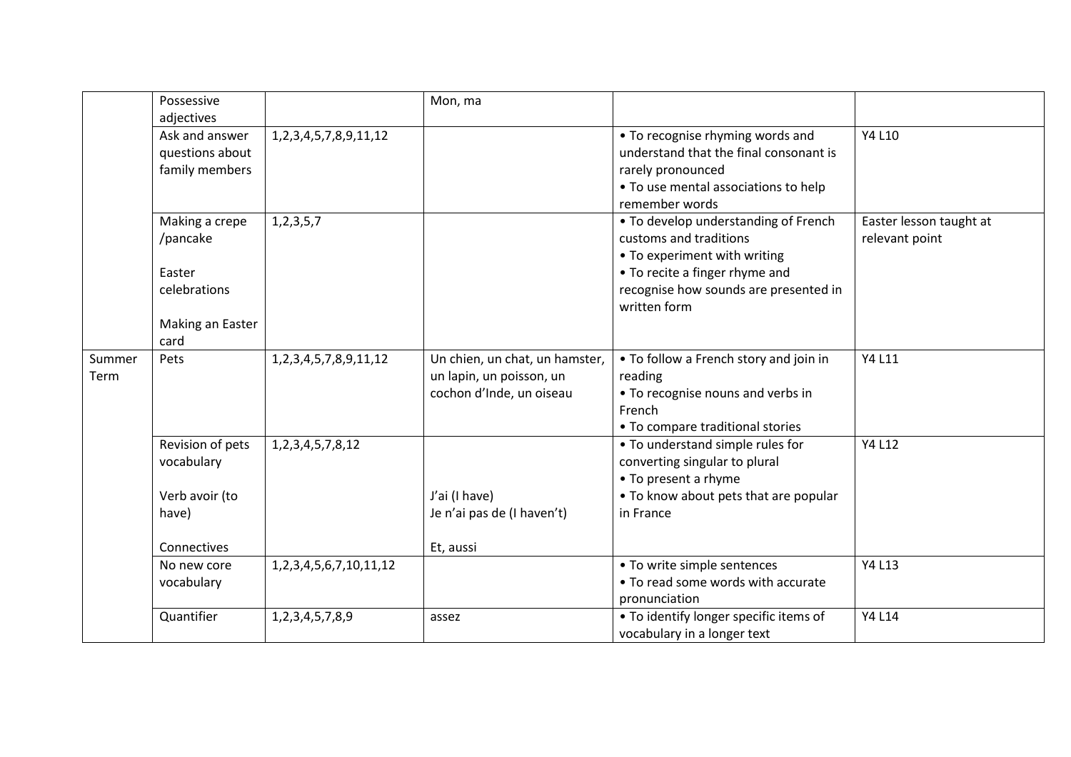| | | | | | |
|---|---|---|---|---|---|
| | Possessive adjectives | | Mon, ma | | |
| | Ask and answer questions about family members | 1,2,3,4,5,7,8,9,11,12 | | • To recognise rhyming words and understand that the final consonant is rarely pronounced<br>• To use mental associations to help remember words | Y4 L10 |
| | Making a crepe /pancake<br><br>Easter celebrations<br><br>Making an Easter card | 1,2,3,5,7 | | • To develop understanding of French customs and traditions<br>• To experiment with writing<br>• To recite a finger rhyme and recognise how sounds are presented in written form | Easter lesson taught at relevant point |
| Summer Term | Pets | 1,2,3,4,5,7,8,9,11,12 | Un chien, un chat, un hamster, un lapin, un poisson, un cochon d'Inde, un oiseau | • To follow a French story and join in reading<br>• To recognise nouns and verbs in French<br>• To compare traditional stories | Y4 L11 |
| | Revision of pets vocabulary<br><br>Verb avoir (to have)<br><br>Connectives | 1,2,3,4,5,7,8,12 | <br><br>J'ai (I have)<br>Je n'ai pas de (I haven't)<br><br>Et, aussi | • To understand simple rules for converting singular to plural<br>• To present a rhyme<br>• To know about pets that are popular in France | Y4 L12 |
| | No new core vocabulary | 1,2,3,4,5,6,7,10,11,12 | | • To write simple sentences<br>• To read some words with accurate pronunciation | Y4 L13 |
| | Quantifier | 1,2,3,4,5,7,8,9 | assez | • To identify longer specific items of vocabulary in a longer text | Y4 L14 |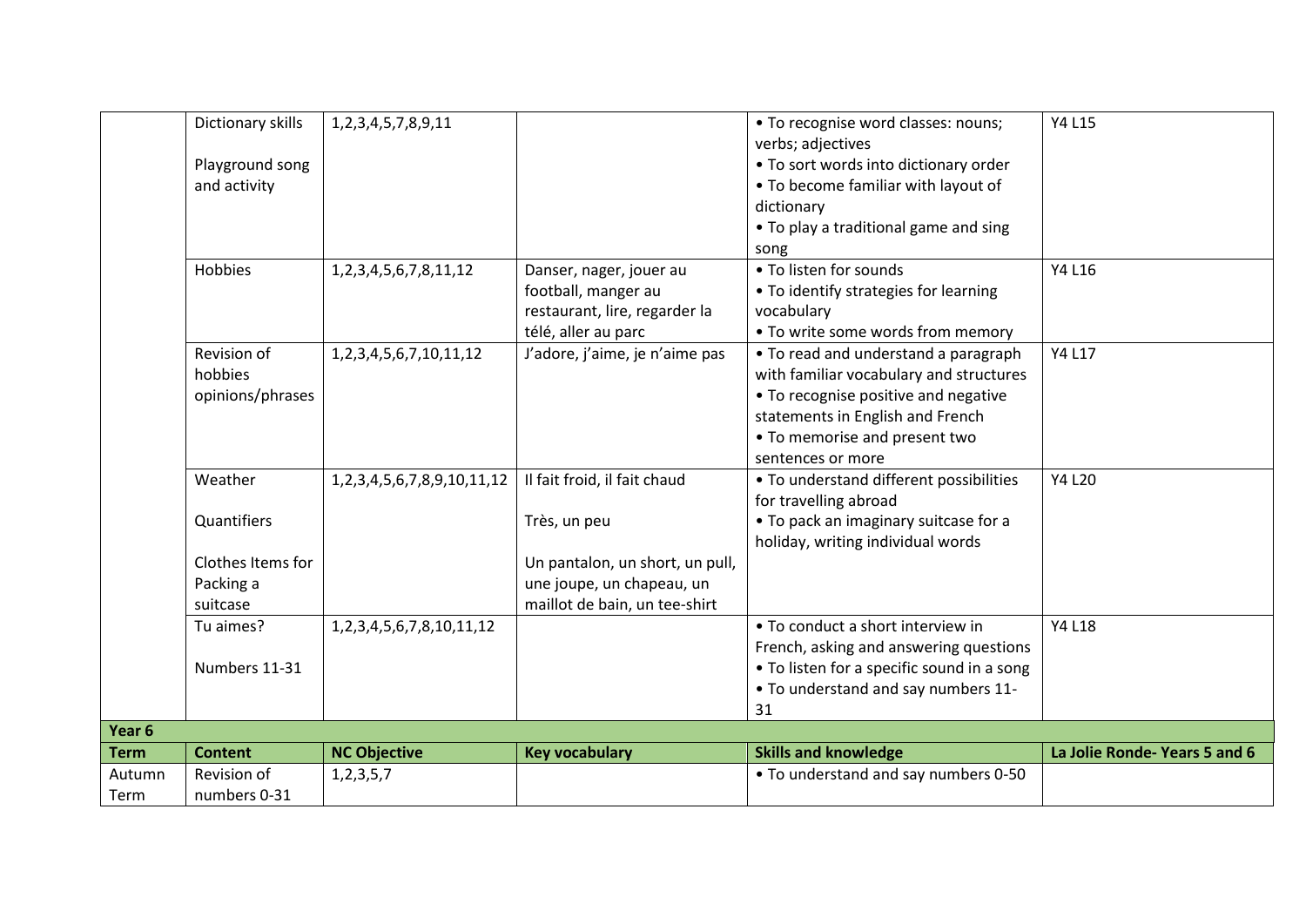| | Dictionary skills<br><br>Playground song and activity | 1,2,3,4,5,7,8,9,11 | | • To recognise word classes: nouns; verbs; adjectives<br>• To sort words into dictionary order<br>• To become familiar with layout of dictionary<br>• To play a traditional game and sing song | Y4 L15 |
|---|---|---|---|---|---|
| | Hobbies | 1,2,3,4,5,6,7,8,11,12 | Danser, nager, jouer au football, manger au restaurant, lire, regarder la télé, aller au parc | • To listen for sounds<br>• To identify strategies for learning vocabulary<br>• To write some words from memory | Y4 L16 |
| | Revision of hobbies opinions/phrases | 1,2,3,4,5,6,7,10,11,12 | J'adore, j'aime, je n'aime pas | • To read and understand a paragraph with familiar vocabulary and structures<br>• To recognise positive and negative statements in English and French<br>• To memorise and present two sentences or more | Y4 L17 |
| | Weather<br><br>Quantifiers<br><br>Clothes Items for Packing a suitcase | 1,2,3,4,5,6,7,8,9,10,11,12 | Il fait froid, il fait chaud<br><br>Très, un peu<br><br>Un pantalon, un short, un pull, une joupe, un chapeau, un maillot de bain, un tee-shirt | • To understand different possibilities for travelling abroad<br>• To pack an imaginary suitcase for a holiday, writing individual words | Y4 L20 |
| | Tu aimes?<br><br>Numbers 11-31 | 1,2,3,4,5,6,7,8,10,11,12 | | • To conduct a short interview in French, asking and answering questions<br>• To listen for a specific sound in a song<br>• To understand and say numbers 11-31 | Y4 L18 |
| **Year 6** | | | | | |
| **Term** | **Content** | **NC Objective** | **Key vocabulary** | **Skills and knowledge** | **La Jolie Ronde- Years 5 and 6** |
| Autumn Term | Revision of numbers 0-31 | 1,2,3,5,7 | | • To understand and say numbers 0-50 | |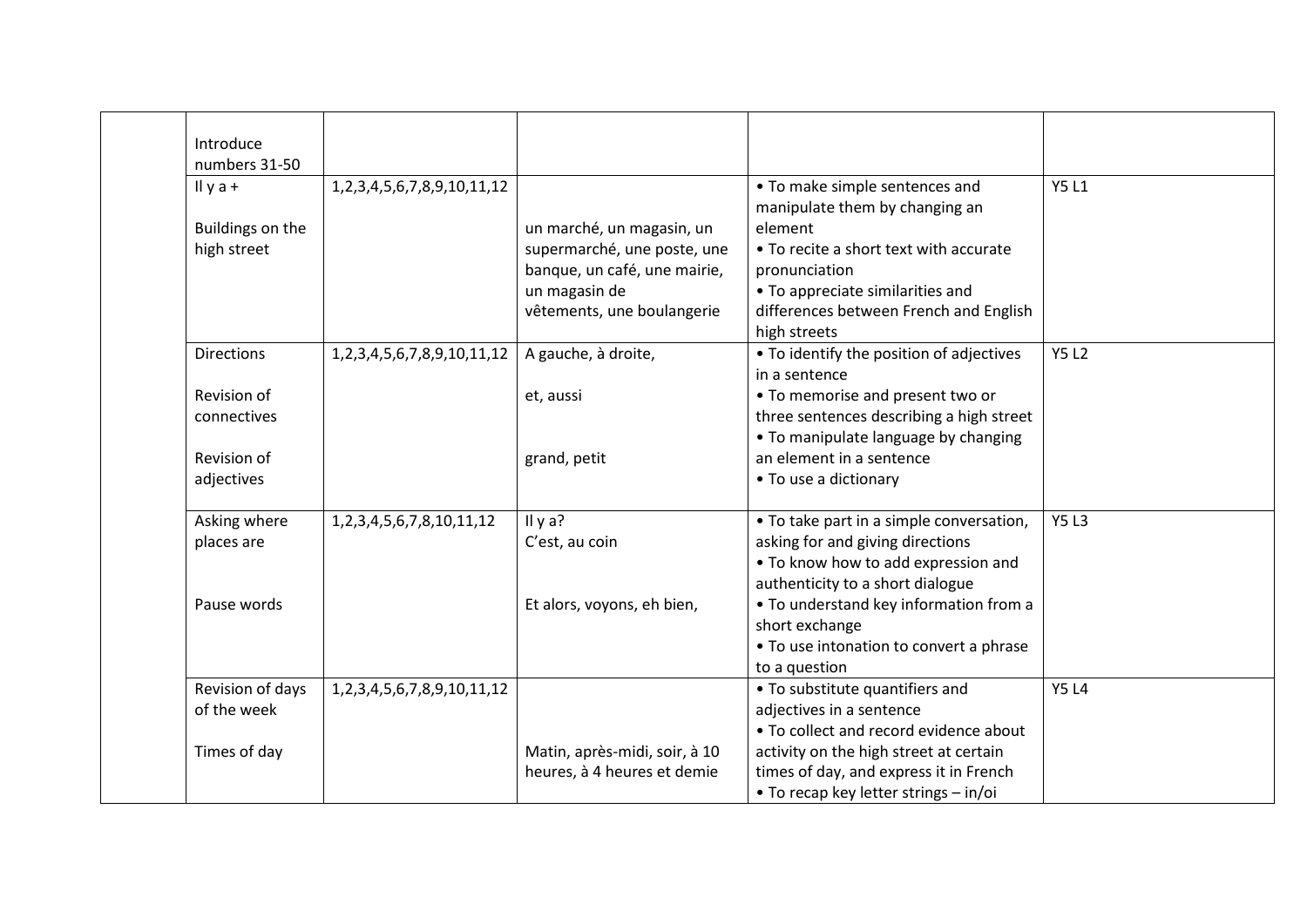|  |  |  |  |  |  |
|---|---|---|---|---|---|
|  | Introduce numbers 31-50 |  |  |  |  |
|  | Il y a + <br><br> Buildings on the high street | 1,2,3,4,5,6,7,8,9,10,11,12 | un marché, un magasin, un supermarché, une poste, une banque, un café, une mairie, un magasin de vêtements, une boulangerie | • To make simple sentences and manipulate them by changing an element <br> • To recite a short text with accurate pronunciation <br> • To appreciate similarities and differences between French and English high streets | Y5 L1 |
|  | Directions <br><br> Revision of connectives <br><br> Revision of adjectives | 1,2,3,4,5,6,7,8,9,10,11,12 | A gauche, à droite, <br><br> et, aussi <br><br> grand, petit | • To identify the position of adjectives in a sentence <br> • To memorise and present two or three sentences describing a high street <br> • To manipulate language by changing an element in a sentence <br> • To use a dictionary | Y5 L2 |
|  | Asking where places are <br><br> Pause words | 1,2,3,4,5,6,7,8,10,11,12 | Il y a? <br> C'est, au coin <br><br> Et alors, voyons, eh bien, | • To take part in a simple conversation, asking for and giving directions <br> • To know how to add expression and authenticity to a short dialogue <br> • To understand key information from a short exchange <br> • To use intonation to convert a phrase to a question | Y5 L3 |
|  | Revision of days of the week <br><br> Times of day | 1,2,3,4,5,6,7,8,9,10,11,12 | Matin, après-midi, soir, à 10 heures, à 4 heures et demie | • To substitute quantifiers and adjectives in a sentence <br> • To collect and record evidence about activity on the high street at certain times of day, and express it in French <br> • To recap key letter strings – in/oi | Y5 L4 |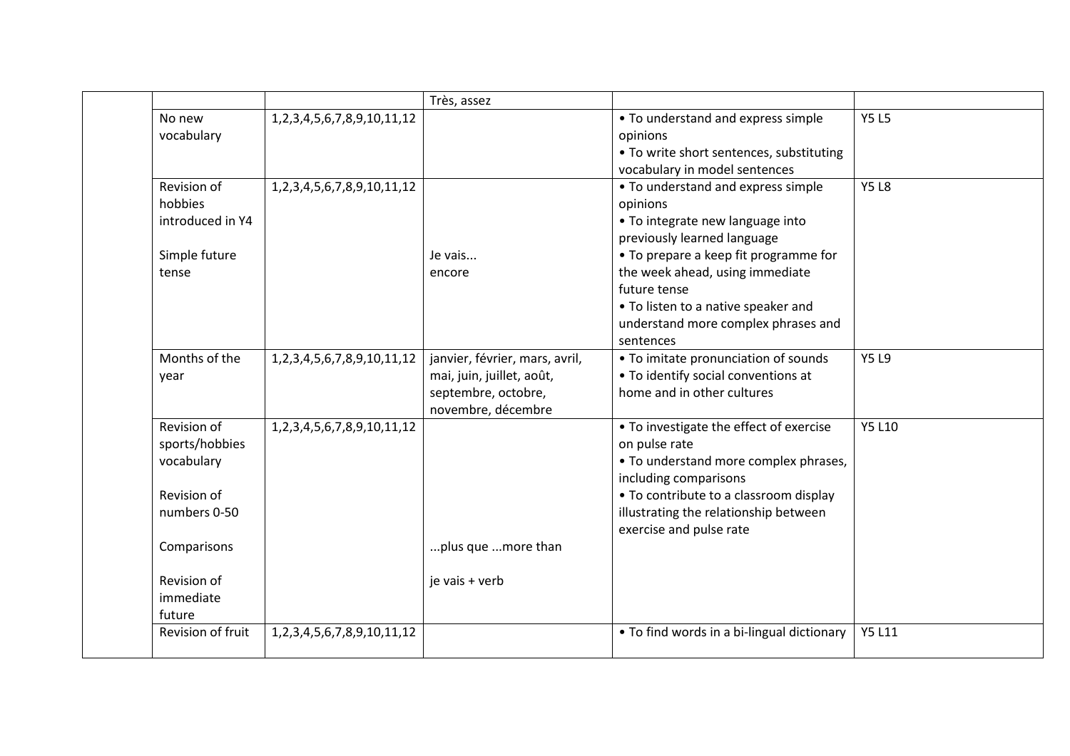|  |  |  |  |  |  |
|---|---|---|---|---|---|
|  |  |  | Très, assez |  |  |
|  | No new vocabulary | 1,2,3,4,5,6,7,8,9,10,11,12 |  | • To understand and express simple opinions<br>• To write short sentences, substituting vocabulary in model sentences | Y5 L5 |
|  | Revision of hobbies introduced in Y4<br><br>Simple future tense | 1,2,3,4,5,6,7,8,9,10,11,12 | <br><br><br><br>Je vais...<br>encore | • To understand and express simple opinions<br>• To integrate new language into previously learned language<br>• To prepare a keep fit programme for the week ahead, using immediate future tense<br>• To listen to a native speaker and understand more complex phrases and sentences | Y5 L8 |
|  | Months of the year | 1,2,3,4,5,6,7,8,9,10,11,12 | janvier, février, mars, avril, mai, juin, juillet, août, septembre, octobre, novembre, décembre | • To imitate pronunciation of sounds<br>• To identify social conventions at home and in other cultures | Y5 L9 |
|  | Revision of sports/hobbies vocabulary<br><br>Revision of numbers 0-50<br><br>Comparisons<br><br>Revision of immediate future | 1,2,3,4,5,6,7,8,9,10,11,12 | <br><br><br><br><br><br>...plus que ...more than<br><br>je vais + verb | • To investigate the effect of exercise on pulse rate<br>• To understand more complex phrases, including comparisons<br>• To contribute to a classroom display illustrating the relationship between exercise and pulse rate | Y5 L10 |
|  | Revision of fruit | 1,2,3,4,5,6,7,8,9,10,11,12 |  | • To find words in a bi-lingual dictionary | Y5 L11 |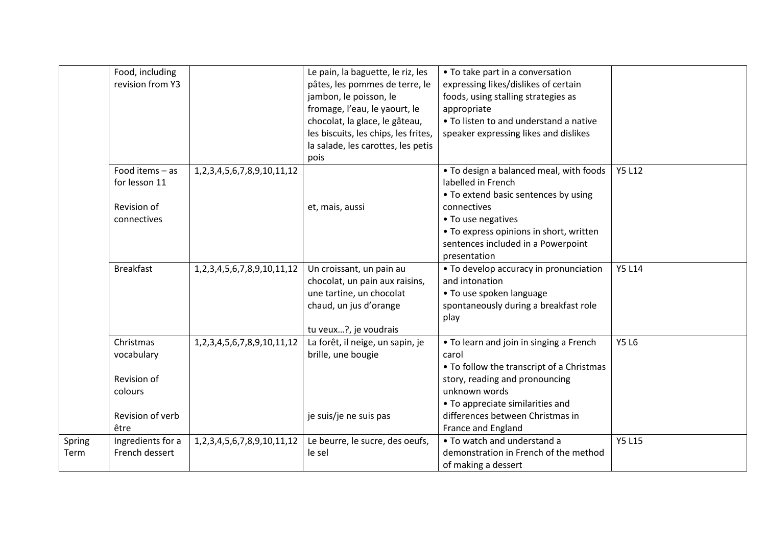| | | | | | |
|---|---|---|---|---|---|
| | Food, including revision from Y3 | | Le pain, la baguette, le riz, les pâtes, les pommes de terre, le jambon, le poisson, le fromage, l'eau, le yaourt, le chocolat, la glace, le gâteau, les biscuits, les chips, les frites, la salade, les carottes, les petis pois | • To take part in a conversation expressing likes/dislikes of certain foods, using stalling strategies as appropriate<br>• To listen to and understand a native speaker expressing likes and dislikes | |
| | Food items – as for lesson 11<br><br>Revision of connectives | 1,2,3,4,5,6,7,8,9,10,11,12 | et, mais, aussi | • To design a balanced meal, with foods labelled in French<br>• To extend basic sentences by using connectives<br>• To use negatives<br>• To express opinions in short, written sentences included in a Powerpoint presentation | Y5 L12 |
| | Breakfast | 1,2,3,4,5,6,7,8,9,10,11,12 | Un croissant, un pain au chocolat, un pain aux raisins, une tartine, un chocolat chaud, un jus d'orange<br><br>tu veux…?, je voudrais | • To develop accuracy in pronunciation and intonation<br>• To use spoken language spontaneously during a breakfast role play | Y5 L14 |
| | Christmas vocabulary<br><br>Revision of colours<br><br>Revision of verb être | 1,2,3,4,5,6,7,8,9,10,11,12 | La forêt, il neige, un sapin, je brille, une bougie<br><br>je suis/je ne suis pas | • To learn and join in singing a French carol<br>• To follow the transcript of a Christmas story, reading and pronouncing unknown words<br>• To appreciate similarities and differences between Christmas in France and England | Y5 L6 |
| Spring Term | Ingredients for a French dessert | 1,2,3,4,5,6,7,8,9,10,11,12 | Le beurre, le sucre, des oeufs, le sel | • To watch and understand a demonstration in French of the method of making a dessert | Y5 L15 |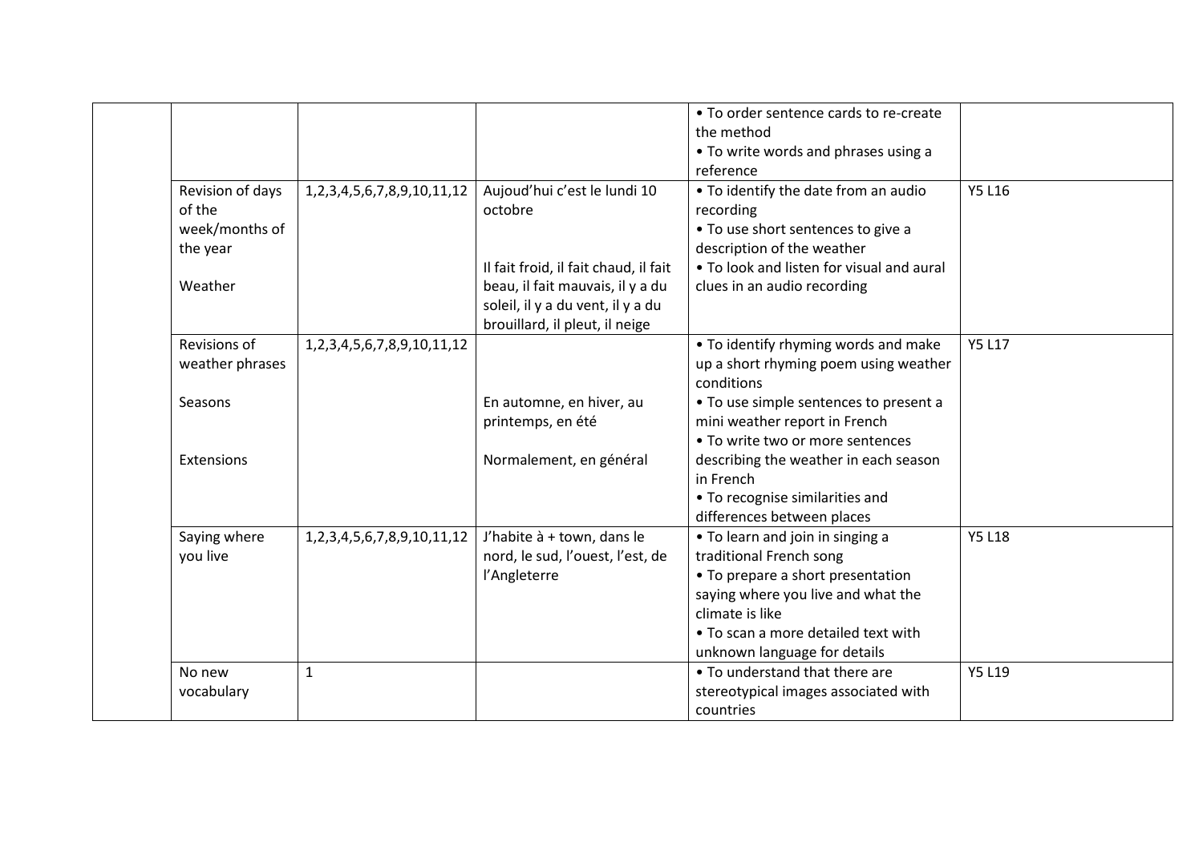| | | | | | |
|---|---|---|---|---|---|
| | | | | • To order sentence cards to re-create the method<br>• To write words and phrases using a reference | |
| | Revision of days of the week/months of the year<br><br>Weather | 1,2,3,4,5,6,7,8,9,10,11,12 | Aujoud'hui c'est le lundi 10 octobre<br><br>Il fait froid, il fait chaud, il fait beau, il fait mauvais, il y a du soleil, il y a du vent, il y a du brouillard, il pleut, il neige | • To identify the date from an audio recording<br>• To use short sentences to give a description of the weather<br>• To look and listen for visual and aural clues in an audio recording | Y5 L16 |
| | Revisions of weather phrases<br><br>Seasons<br><br>Extensions | 1,2,3,4,5,6,7,8,9,10,11,12 | En automne, en hiver, au printemps, en été<br><br>Normalement, en général | • To identify rhyming words and make up a short rhyming poem using weather conditions<br>• To use simple sentences to present a mini weather report in French<br>• To write two or more sentences describing the weather in each season in French<br>• To recognise similarities and differences between places | Y5 L17 |
| | Saying where you live | 1,2,3,4,5,6,7,8,9,10,11,12 | J'habite à + town, dans le nord, le sud, l'ouest, l'est, de l'Angleterre | • To learn and join in singing a traditional French song<br>• To prepare a short presentation saying where you live and what the climate is like<br>• To scan a more detailed text with unknown language for details | Y5 L18 |
| | No new vocabulary | 1 | | • To understand that there are stereotypical images associated with countries | Y5 L19 |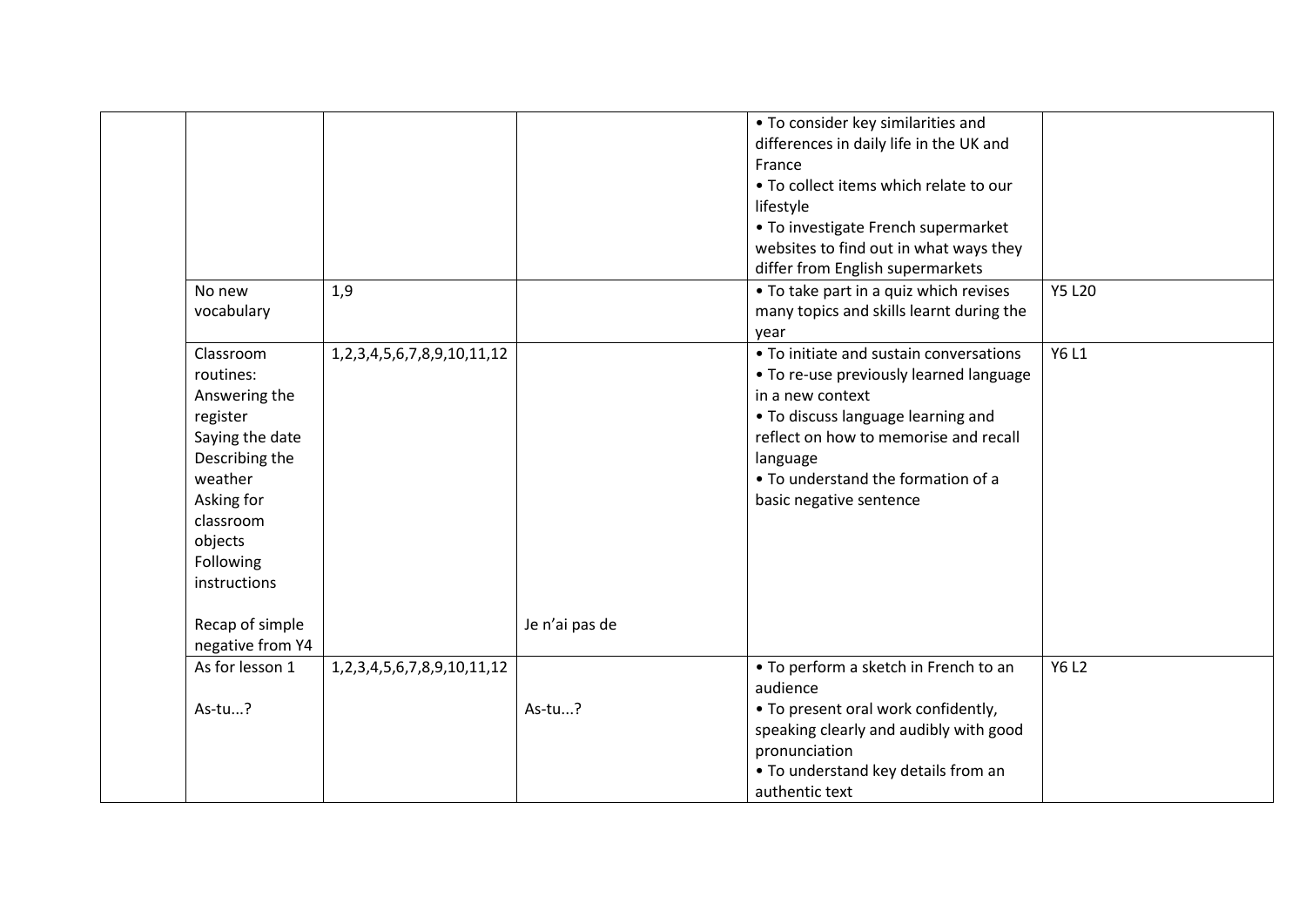| | | | | | |
|---|---|---|---|---|---|
| | | | | • To consider key similarities and differences in daily life in the UK and France<br>• To collect items which relate to our lifestyle<br>• To investigate French supermarket websites to find out in what ways they differ from English supermarkets | |
| | No new vocabulary | 1,9 | | • To take part in a quiz which revises many topics and skills learnt during the year | Y5 L20 |
| | Classroom routines:<br>Answering the register<br>Saying the date<br>Describing the weather<br>Asking for classroom objects<br>Following instructions<br><br>Recap of simple negative from Y4 | 1,2,3,4,5,6,7,8,9,10,11,12 | <br><br><br><br><br><br><br><br><br><br>Je n'ai pas de | • To initiate and sustain conversations<br>• To re-use previously learned language in a new context<br>• To discuss language learning and reflect on how to memorise and recall language<br>• To understand the formation of a basic negative sentence | Y6 L1 |
| | As for lesson 1<br><br>As-tu...? | 1,2,3,4,5,6,7,8,9,10,11,12 | <br><br>As-tu...? | • To perform a sketch in French to an audience<br>• To present oral work confidently, speaking clearly and audibly with good pronunciation<br>• To understand key details from an authentic text | Y6 L2 |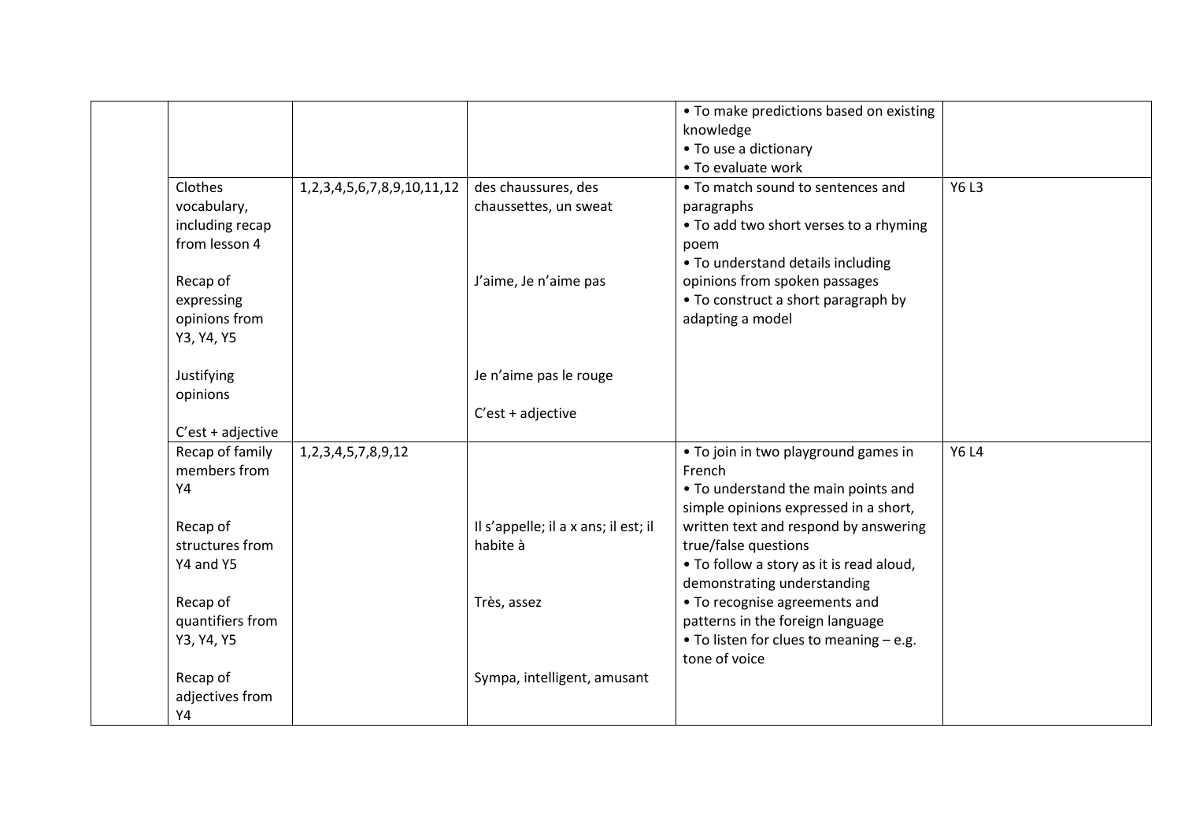| | | | | | |
|---|---|---|---|---|---|
| | | | | • To make predictions based on existing knowledge<br>• To use a dictionary<br>• To evaluate work | |
| | Clothes vocabulary, including recap from lesson 4<br><br>Recap of expressing opinions from Y3, Y4, Y5<br><br>Justifying opinions<br><br>C'est + adjective | 1,2,3,4,5,6,7,8,9,10,11,12 | des chaussures, des chaussettes, un sweat<br><br>J'aime, Je n'aime pas<br><br>Je n'aime pas le rouge<br><br>C'est + adjective | • To match sound to sentences and paragraphs<br>• To add two short verses to a rhyming poem<br>• To understand details including opinions from spoken passages<br>• To construct a short paragraph by adapting a model | Y6 L3 |
| | Recap of family members from Y4<br><br>Recap of structures from Y4 and Y5<br><br>Recap of quantifiers from Y3, Y4, Y5<br><br>Recap of adjectives from Y4 | 1,2,3,4,5,7,8,9,12 | Il s'appelle; il a x ans; il est; il habite à<br><br>Très, assez<br><br>Sympa, intelligent, amusant | • To join in two playground games in French<br>• To understand the main points and simple opinions expressed in a short, written text and respond by answering true/false questions<br>• To follow a story as it is read aloud, demonstrating understanding<br>• To recognise agreements and patterns in the foreign language<br>• To listen for clues to meaning – e.g. tone of voice | Y6 L4 |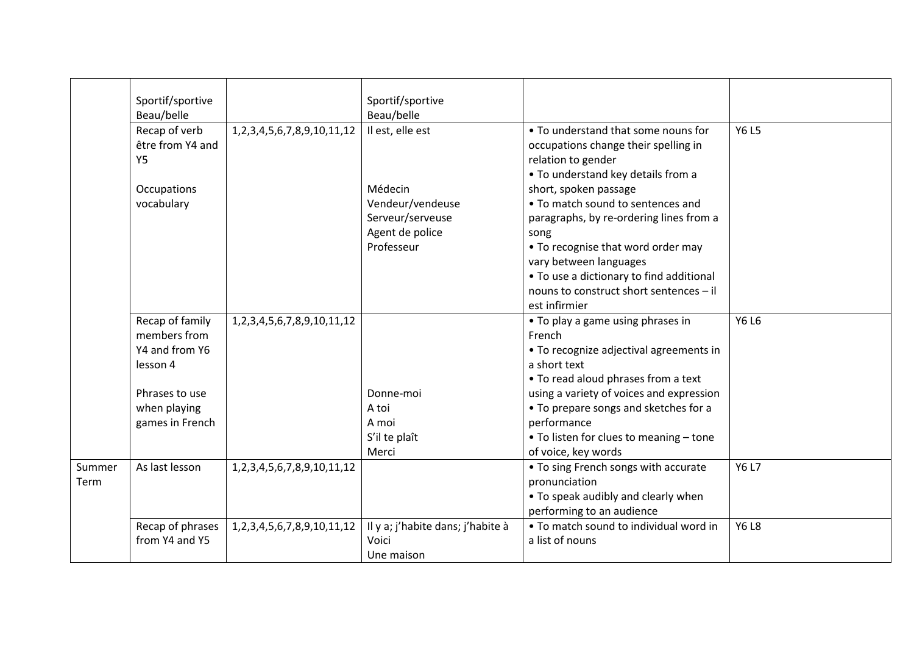| | | | | | |
|---|---|---|---|---|---|
| | Sportif/sportive<br>Beau/belle | | Sportif/sportive<br>Beau/belle | | |
| | Recap of verb être from Y4 and Y5<br><br>Occupations vocabulary | 1,2,3,4,5,6,7,8,9,10,11,12 | Il est, elle est<br><br><br>Médecin<br>Vendeur/vendeuse<br>Serveur/serveuse<br>Agent de police<br>Professeur | • To understand that some nouns for occupations change their spelling in relation to gender<br>• To understand key details from a short, spoken passage<br>• To match sound to sentences and paragraphs, by re-ordering lines from a song<br>• To recognise that word order may vary between languages<br>• To use a dictionary to find additional nouns to construct short sentences – il est infirmier | Y6 L5 |
| | Recap of family members from Y4 and from Y6 lesson 4<br><br>Phrases to use when playing games in French | 1,2,3,4,5,6,7,8,9,10,11,12 | <br><br><br><br>Donne-moi<br>A toi<br>A moi<br>S'il te plaît<br>Merci | • To play a game using phrases in French<br>• To recognize adjectival agreements in a short text<br>• To read aloud phrases from a text using a variety of voices and expression<br>• To prepare songs and sketches for a performance<br>• To listen for clues to meaning – tone of voice, key words | Y6 L6 |
| Summer Term | As last lesson | 1,2,3,4,5,6,7,8,9,10,11,12 | | • To sing French songs with accurate pronunciation<br>• To speak audibly and clearly when performing to an audience | Y6 L7 |
| | Recap of phrases from Y4 and Y5 | 1,2,3,4,5,6,7,8,9,10,11,12 | Il y a; j'habite dans; j'habite à<br>Voici<br>Une maison | • To match sound to individual word in a list of nouns | Y6 L8 |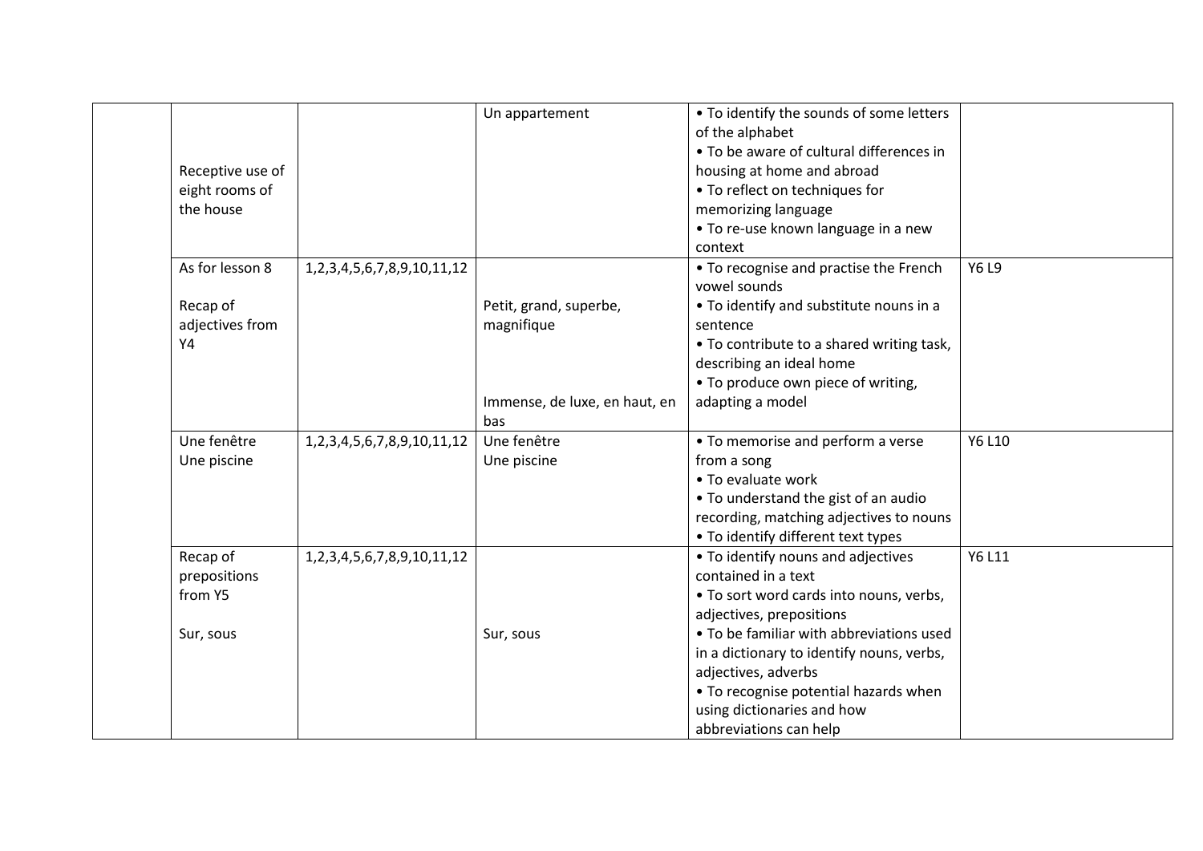|  |  |  |  |  |  |
|---|---|---|---|---|---|
|  | Receptive use of eight rooms of the house |  | Un appartement | • To identify the sounds of some letters of the alphabet<br>• To be aware of cultural differences in housing at home and abroad<br>• To reflect on techniques for memorizing language<br>• To re-use known language in a new context |  |
|  | As for lesson 8<br><br>Recap of adjectives from Y4 | 1,2,3,4,5,6,7,8,9,10,11,12 | Petit, grand, superbe, magnifique<br><br>Immense, de luxe, en haut, en bas | • To recognise and practise the French vowel sounds<br>• To identify and substitute nouns in a sentence<br>• To contribute to a shared writing task, describing an ideal home<br>• To produce own piece of writing, adapting a model | Y6 L9 |
|  | Une fenêtre<br>Une piscine | 1,2,3,4,5,6,7,8,9,10,11,12 | Une fenêtre<br>Une piscine | • To memorise and perform a verse from a song<br>• To evaluate work<br>• To understand the gist of an audio recording, matching adjectives to nouns<br>• To identify different text types | Y6 L10 |
|  | Recap of prepositions from Y5<br><br>Sur, sous | 1,2,3,4,5,6,7,8,9,10,11,12 | Sur, sous | • To identify nouns and adjectives contained in a text<br>• To sort word cards into nouns, verbs, adjectives, prepositions<br>• To be familiar with abbreviations used in a dictionary to identify nouns, verbs, adjectives, adverbs<br>• To recognise potential hazards when using dictionaries and how abbreviations can help | Y6 L11 |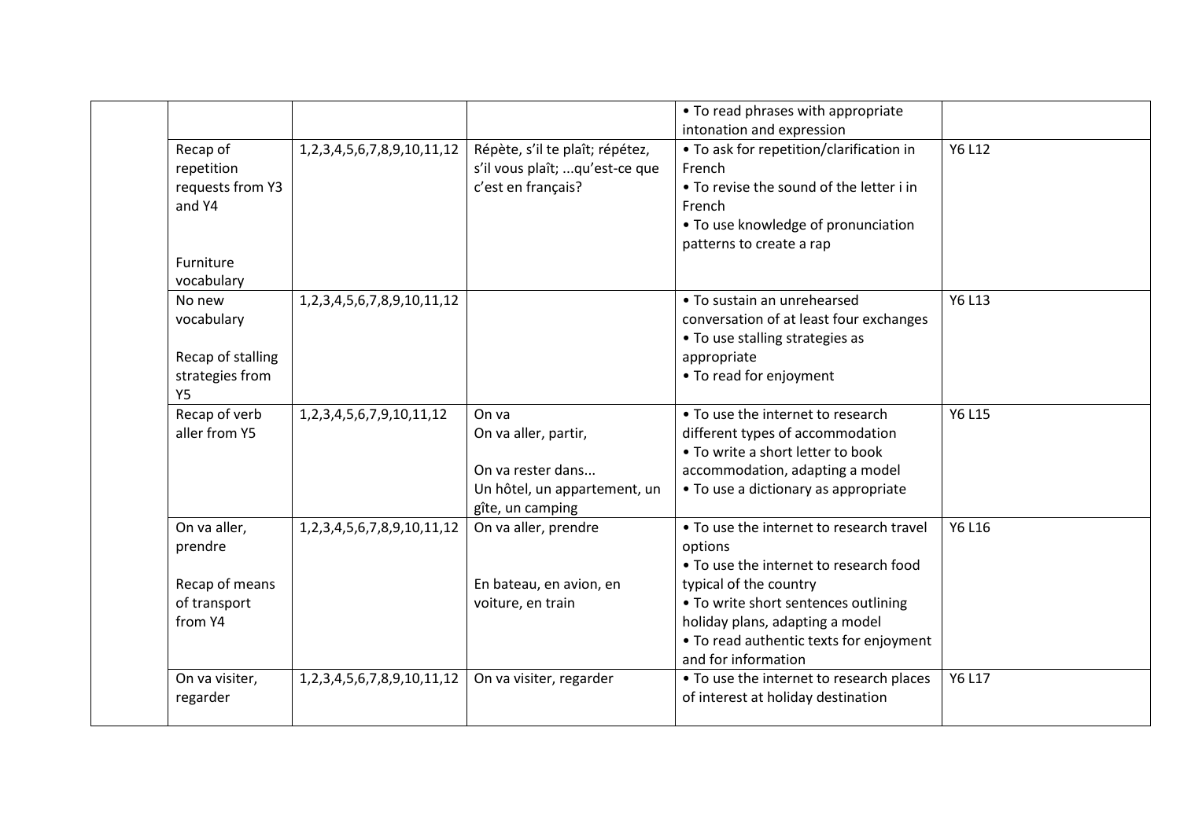| | | | | | |
|---|---|---|---|---|---|
| | | | | • To read phrases with appropriate intonation and expression | |
| | Recap of repetition requests from Y3 and Y4<br><br>Furniture vocabulary | 1,2,3,4,5,6,7,8,9,10,11,12 | Répète, s'il te plaît; répétez, s'il vous plaît; ...qu'est-ce que c'est en français? | • To ask for repetition/clarification in French<br>• To revise the sound of the letter i in French<br>• To use knowledge of pronunciation patterns to create a rap | Y6 L12 |
| | No new vocabulary<br><br>Recap of stalling strategies from Y5 | 1,2,3,4,5,6,7,8,9,10,11,12 | | • To sustain an unrehearsed conversation of at least four exchanges<br>• To use stalling strategies as appropriate<br>• To read for enjoyment | Y6 L13 |
| | Recap of verb aller from Y5 | 1,2,3,4,5,6,7,9,10,11,12 | On va<br>On va aller, partir,<br><br>On va rester dans...<br>Un hôtel, un appartement, un gîte, un camping | • To use the internet to research different types of accommodation<br>• To write a short letter to book accommodation, adapting a model<br>• To use a dictionary as appropriate | Y6 L15 |
| | On va aller, prendre<br><br>Recap of means of transport from Y4 | 1,2,3,4,5,6,7,8,9,10,11,12 | On va aller, prendre<br><br>En bateau, en avion, en voiture, en train | • To use the internet to research travel options<br>• To use the internet to research food typical of the country<br>• To write short sentences outlining holiday plans, adapting a model<br>• To read authentic texts for enjoyment and for information | Y6 L16 |
| | On va visiter, regarder | 1,2,3,4,5,6,7,8,9,10,11,12 | On va visiter, regarder | • To use the internet to research places of interest at holiday destination | Y6 L17 |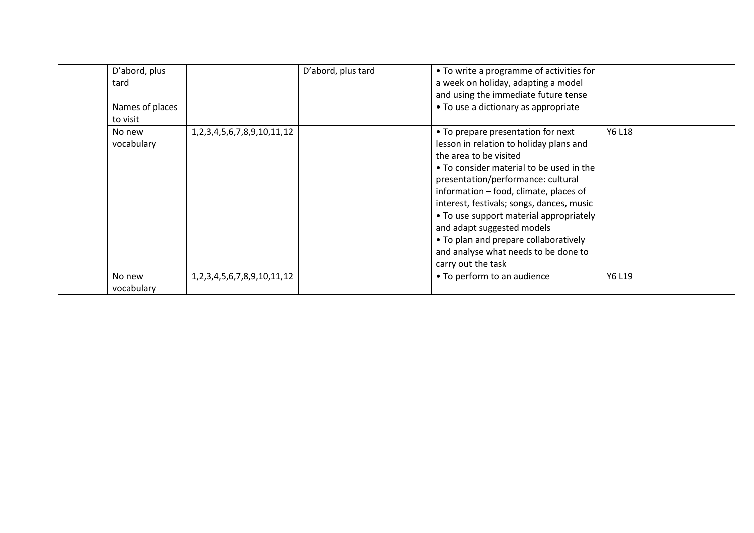| | | | | | |
|---|---|---|---|---|---|
| | D'abord, plus tard<br><br>Names of places to visit | | D'abord, plus tard | • To write a programme of activities for a week on holiday, adapting a model and using the immediate future tense<br>• To use a dictionary as appropriate | |
| | No new vocabulary | 1,2,3,4,5,6,7,8,9,10,11,12 | | • To prepare presentation for next lesson in relation to holiday plans and the area to be visited<br>• To consider material to be used in the presentation/performance: cultural information – food, climate, places of interest, festivals; songs, dances, music<br>• To use support material appropriately and adapt suggested models<br>• To plan and prepare collaboratively and analyse what needs to be done to carry out the task | Y6 L18 |
| | No new vocabulary | 1,2,3,4,5,6,7,8,9,10,11,12 | | • To perform to an audience | Y6 L19 |